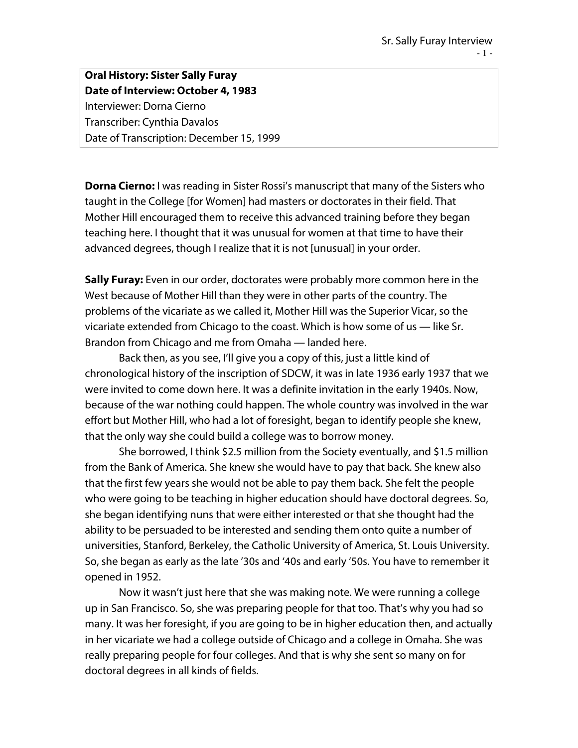**Oral History: Sister Sally Furay**
**Date of Interview: October 4, 1983**
Interviewer: Dorna Cierno
Transcriber: Cynthia Davalos
Date of Transcription: December 15, 1999

**Dorna Cierno:** I was reading in Sister Rossi's manuscript that many of the Sisters who taught in the College [for Women] had masters or doctorates in their field. That Mother Hill encouraged them to receive this advanced training before they began teaching here. I thought that it was unusual for women at that time to have their advanced degrees, though I realize that it is not [unusual] in your order.

**Sally Furay:** Even in our order, doctorates were probably more common here in the West because of Mother Hill than they were in other parts of the country. The problems of the vicariate as we called it, Mother Hill was the Superior Vicar, so the vicariate extended from Chicago to the coast. Which is how some of us — like Sr. Brandon from Chicago and me from Omaha — landed here.

Back then, as you see, I'll give you a copy of this, just a little kind of chronological history of the inscription of SDCW, it was in late 1936 early 1937 that we were invited to come down here. It was a definite invitation in the early 1940s. Now, because of the war nothing could happen. The whole country was involved in the war effort but Mother Hill, who had a lot of foresight, began to identify people she knew, that the only way she could build a college was to borrow money.

She borrowed, I think $2.5 million from the Society eventually, and $1.5 million from the Bank of America. She knew she would have to pay that back. She knew also that the first few years she would not be able to pay them back. She felt the people who were going to be teaching in higher education should have doctoral degrees. So, she began identifying nuns that were either interested or that she thought had the ability to be persuaded to be interested and sending them onto quite a number of universities, Stanford, Berkeley, the Catholic University of America, St. Louis University. So, she began as early as the late '30s and '40s and early '50s. You have to remember it opened in 1952.

Now it wasn't just here that she was making note. We were running a college up in San Francisco. So, she was preparing people for that too. That's why you had so many. It was her foresight, if you are going to be in higher education then, and actually in her vicariate we had a college outside of Chicago and a college in Omaha. She was really preparing people for four colleges. And that is why she sent so many on for doctoral degrees in all kinds of fields.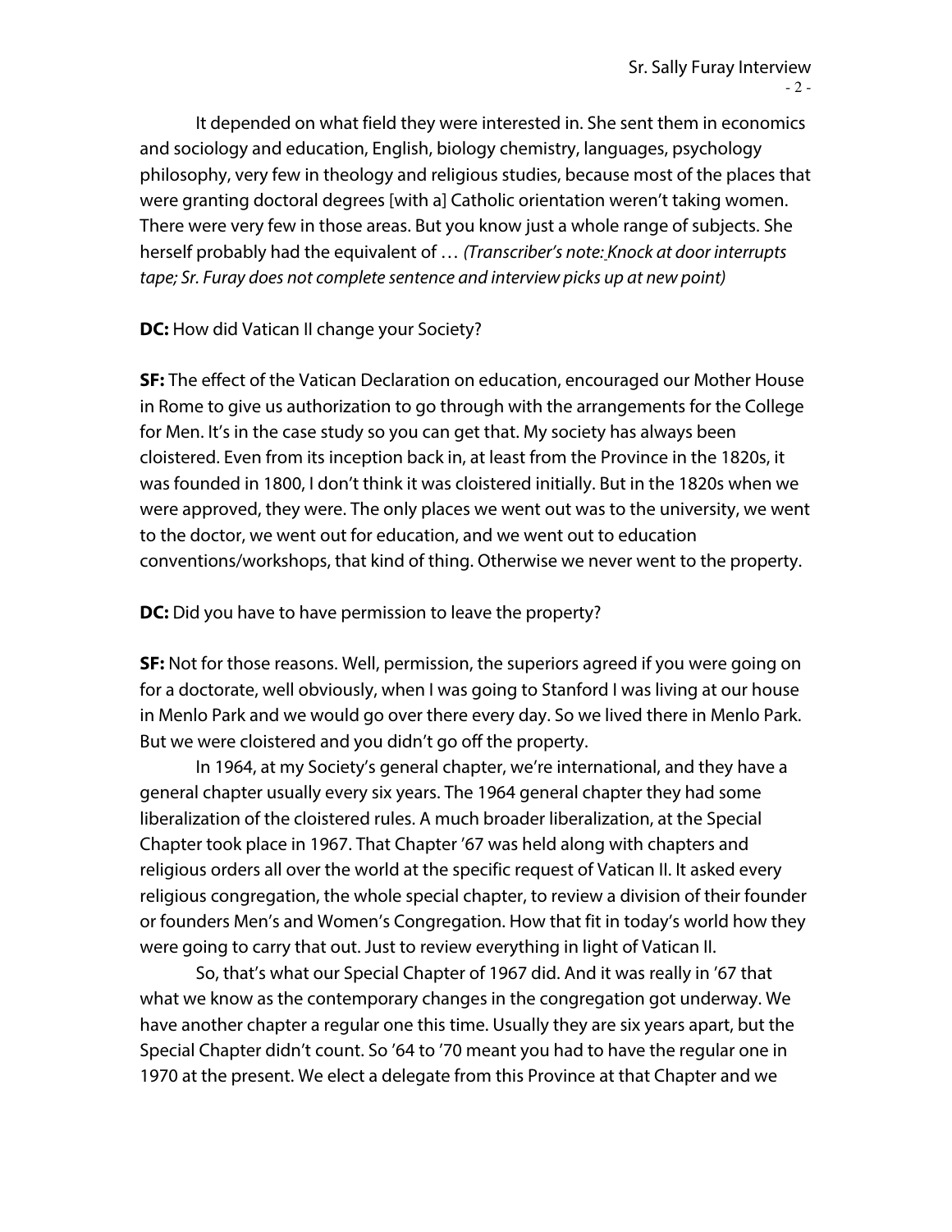It depended on what field they were interested in. She sent them in economics and sociology and education, English, biology chemistry, languages, psychology philosophy, very few in theology and religious studies, because most of the places that were granting doctoral degrees [with a] Catholic orientation weren't taking women. There were very few in those areas. But you know just a whole range of subjects. She herself probably had the equivalent of … *(Transcriber's note: Knock at door interrupts tape; Sr. Furay does not complete sentence and interview picks up at new point)*

**DC:** How did Vatican II change your Society?

**SF:** The effect of the Vatican Declaration on education, encouraged our Mother House in Rome to give us authorization to go through with the arrangements for the College for Men. It's in the case study so you can get that. My society has always been cloistered. Even from its inception back in, at least from the Province in the 1820s, it was founded in 1800, I don't think it was cloistered initially. But in the 1820s when we were approved, they were. The only places we went out was to the university, we went to the doctor, we went out for education, and we went out to education conventions/workshops, that kind of thing. Otherwise we never went to the property.

**DC:** Did you have to have permission to leave the property?

**SF:** Not for those reasons. Well, permission, the superiors agreed if you were going on for a doctorate, well obviously, when I was going to Stanford I was living at our house in Menlo Park and we would go over there every day. So we lived there in Menlo Park. But we were cloistered and you didn't go off the property.

In 1964, at my Society's general chapter, we're international, and they have a general chapter usually every six years. The 1964 general chapter they had some liberalization of the cloistered rules. A much broader liberalization, at the Special Chapter took place in 1967. That Chapter '67 was held along with chapters and religious orders all over the world at the specific request of Vatican II. It asked every religious congregation, the whole special chapter, to review a division of their founder or founders Men's and Women's Congregation. How that fit in today's world how they were going to carry that out. Just to review everything in light of Vatican II.

So, that's what our Special Chapter of 1967 did. And it was really in '67 that what we know as the contemporary changes in the congregation got underway. We have another chapter a regular one this time. Usually they are six years apart, but the Special Chapter didn't count. So '64 to '70 meant you had to have the regular one in 1970 at the present. We elect a delegate from this Province at that Chapter and we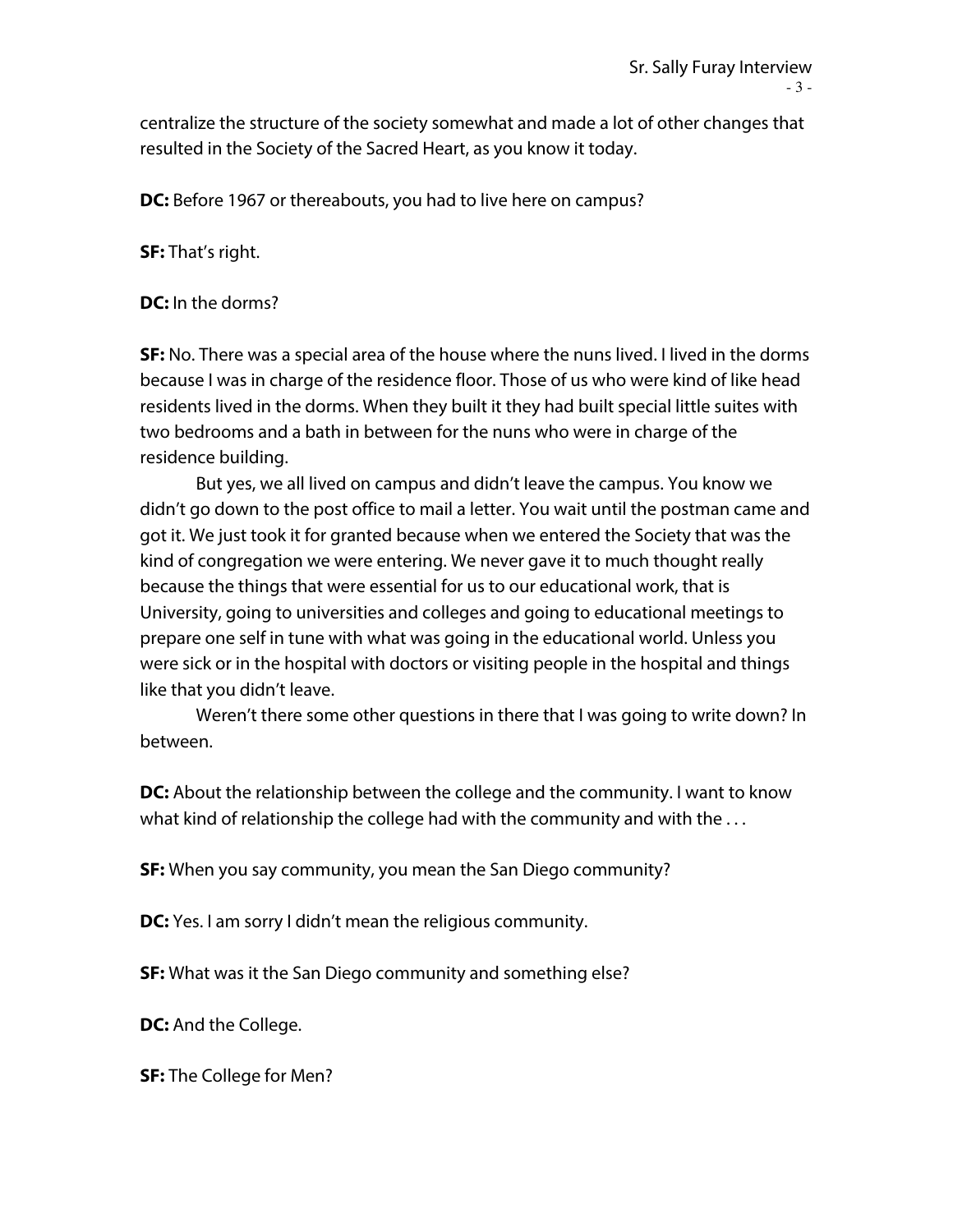centralize the structure of the society somewhat and made a lot of other changes that resulted in the Society of the Sacred Heart, as you know it today.

**DC:** Before 1967 or thereabouts, you had to live here on campus?

**SF:** That's right.

**DC:** In the dorms?

**SF:** No. There was a special area of the house where the nuns lived. I lived in the dorms because I was in charge of the residence floor. Those of us who were kind of like head residents lived in the dorms. When they built it they had built special little suites with two bedrooms and a bath in between for the nuns who were in charge of the residence building.

But yes, we all lived on campus and didn't leave the campus. You know we didn't go down to the post office to mail a letter. You wait until the postman came and got it. We just took it for granted because when we entered the Society that was the kind of congregation we were entering. We never gave it to much thought really because the things that were essential for us to our educational work, that is University, going to universities and colleges and going to educational meetings to prepare one self in tune with what was going in the educational world. Unless you were sick or in the hospital with doctors or visiting people in the hospital and things like that you didn't leave.

Weren't there some other questions in there that I was going to write down? In between.

**DC:** About the relationship between the college and the community. I want to know what kind of relationship the college had with the community and with the . . .

**SF:** When you say community, you mean the San Diego community?

**DC:** Yes. I am sorry I didn't mean the religious community.

**SF:** What was it the San Diego community and something else?

**DC:** And the College.

**SF:** The College for Men?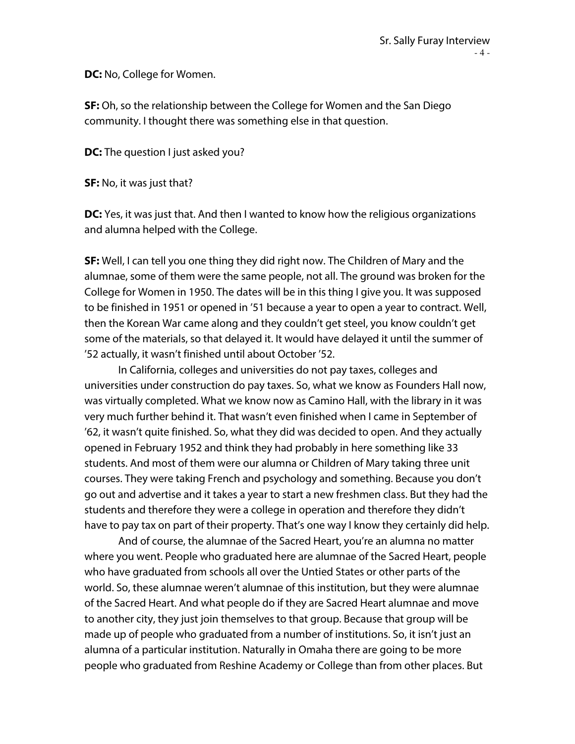**DC:** No, College for Women.

**SF:** Oh, so the relationship between the College for Women and the San Diego community. I thought there was something else in that question.

**DC:** The question I just asked you?

**SF:** No, it was just that?

**DC:** Yes, it was just that. And then I wanted to know how the religious organizations and alumna helped with the College.

**SF:** Well, I can tell you one thing they did right now. The Children of Mary and the alumnae, some of them were the same people, not all. The ground was broken for the College for Women in 1950. The dates will be in this thing I give you. It was supposed to be finished in 1951 or opened in '51 because a year to open a year to contract. Well, then the Korean War came along and they couldn't get steel, you know couldn't get some of the materials, so that delayed it. It would have delayed it until the summer of '52 actually, it wasn't finished until about October '52.

In California, colleges and universities do not pay taxes, colleges and universities under construction do pay taxes. So, what we know as Founders Hall now, was virtually completed. What we know now as Camino Hall, with the library in it was very much further behind it. That wasn't even finished when I came in September of '62, it wasn't quite finished. So, what they did was decided to open. And they actually opened in February 1952 and think they had probably in here something like 33 students. And most of them were our alumna or Children of Mary taking three unit courses. They were taking French and psychology and something. Because you don't go out and advertise and it takes a year to start a new freshmen class. But they had the students and therefore they were a college in operation and therefore they didn't have to pay tax on part of their property. That's one way I know they certainly did help.

And of course, the alumnae of the Sacred Heart, you're an alumna no matter where you went. People who graduated here are alumnae of the Sacred Heart, people who have graduated from schools all over the Untied States or other parts of the world. So, these alumnae weren't alumnae of this institution, but they were alumnae of the Sacred Heart. And what people do if they are Sacred Heart alumnae and move to another city, they just join themselves to that group. Because that group will be made up of people who graduated from a number of institutions. So, it isn't just an alumna of a particular institution. Naturally in Omaha there are going to be more people who graduated from Reshine Academy or College than from other places. But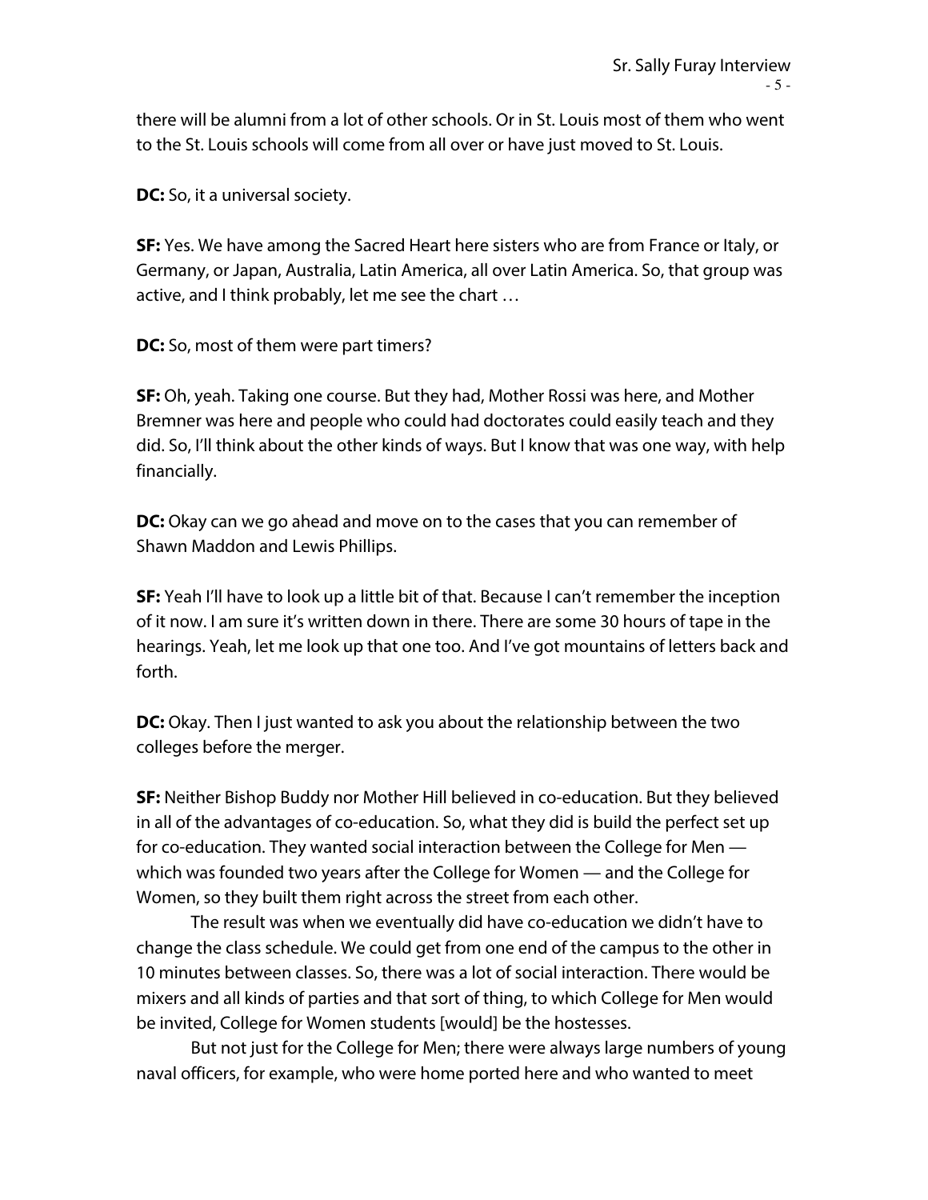there will be alumni from a lot of other schools. Or in St. Louis most of them who went to the St. Louis schools will come from all over or have just moved to St. Louis.

**DC:** So, it a universal society.

**SF:** Yes. We have among the Sacred Heart here sisters who are from France or Italy, or Germany, or Japan, Australia, Latin America, all over Latin America. So, that group was active, and I think probably, let me see the chart …

**DC:** So, most of them were part timers?

**SF:** Oh, yeah. Taking one course. But they had, Mother Rossi was here, and Mother Bremner was here and people who could had doctorates could easily teach and they did. So, I'll think about the other kinds of ways. But I know that was one way, with help financially.

**DC:** Okay can we go ahead and move on to the cases that you can remember of Shawn Maddon and Lewis Phillips.

**SF:** Yeah I'll have to look up a little bit of that. Because I can't remember the inception of it now. I am sure it's written down in there. There are some 30 hours of tape in the hearings. Yeah, let me look up that one too. And I've got mountains of letters back and forth.

**DC:** Okay. Then I just wanted to ask you about the relationship between the two colleges before the merger.

**SF:** Neither Bishop Buddy nor Mother Hill believed in co-education. But they believed in all of the advantages of co-education. So, what they did is build the perfect set up for co-education. They wanted social interaction between the College for Men — which was founded two years after the College for Women — and the College for Women, so they built them right across the street from each other.

The result was when we eventually did have co-education we didn't have to change the class schedule. We could get from one end of the campus to the other in 10 minutes between classes. So, there was a lot of social interaction. There would be mixers and all kinds of parties and that sort of thing, to which College for Men would be invited, College for Women students [would] be the hostesses.

But not just for the College for Men; there were always large numbers of young naval officers, for example, who were home ported here and who wanted to meet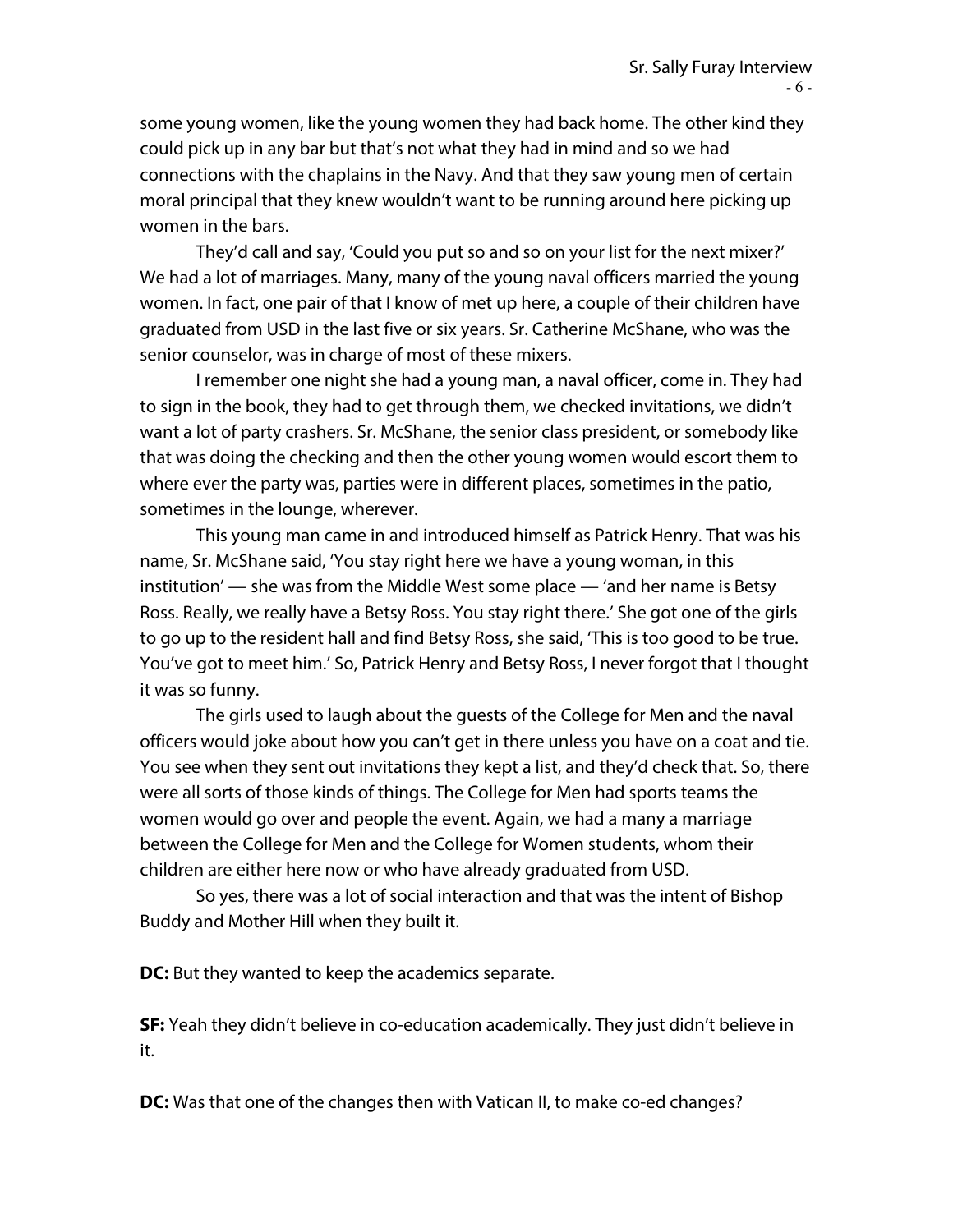some young women, like the young women they had back home. The other kind they could pick up in any bar but that's not what they had in mind and so we had connections with the chaplains in the Navy. And that they saw young men of certain moral principal that they knew wouldn't want to be running around here picking up women in the bars.

They'd call and say, 'Could you put so and so on your list for the next mixer?' We had a lot of marriages. Many, many of the young naval officers married the young women. In fact, one pair of that I know of met up here, a couple of their children have graduated from USD in the last five or six years. Sr. Catherine McShane, who was the senior counselor, was in charge of most of these mixers.

I remember one night she had a young man, a naval officer, come in. They had to sign in the book, they had to get through them, we checked invitations, we didn't want a lot of party crashers. Sr. McShane, the senior class president, or somebody like that was doing the checking and then the other young women would escort them to where ever the party was, parties were in different places, sometimes in the patio, sometimes in the lounge, wherever.

This young man came in and introduced himself as Patrick Henry. That was his name, Sr. McShane said, 'You stay right here we have a young woman, in this institution' — she was from the Middle West some place — 'and her name is Betsy Ross. Really, we really have a Betsy Ross. You stay right there.' She got one of the girls to go up to the resident hall and find Betsy Ross, she said, 'This is too good to be true. You've got to meet him.' So, Patrick Henry and Betsy Ross, I never forgot that I thought it was so funny.

The girls used to laugh about the guests of the College for Men and the naval officers would joke about how you can't get in there unless you have on a coat and tie. You see when they sent out invitations they kept a list, and they'd check that. So, there were all sorts of those kinds of things. The College for Men had sports teams the women would go over and people the event. Again, we had a many a marriage between the College for Men and the College for Women students, whom their children are either here now or who have already graduated from USD.

So yes, there was a lot of social interaction and that was the intent of Bishop Buddy and Mother Hill when they built it.

**DC:** But they wanted to keep the academics separate.

**SF:** Yeah they didn't believe in co-education academically. They just didn't believe in it.

**DC:** Was that one of the changes then with Vatican II, to make co-ed changes?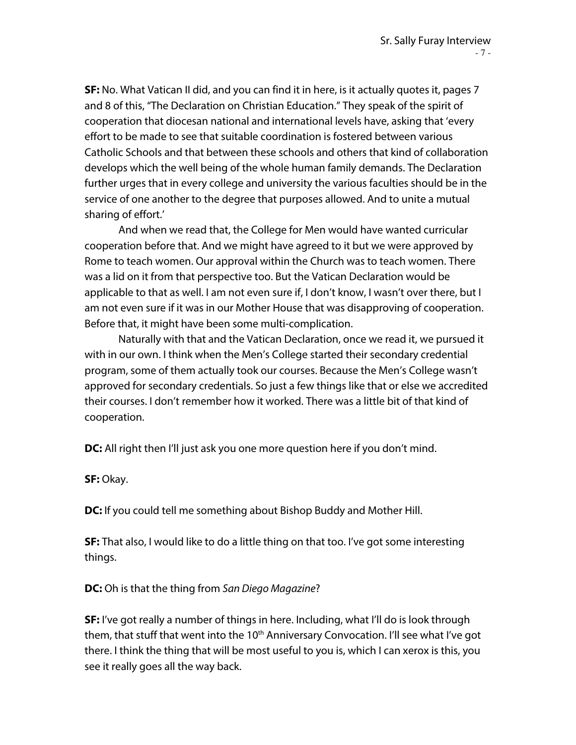**SF:** No. What Vatican II did, and you can find it in here, is it actually quotes it, pages 7 and 8 of this, "The Declaration on Christian Education." They speak of the spirit of cooperation that diocesan national and international levels have, asking that 'every effort to be made to see that suitable coordination is fostered between various Catholic Schools and that between these schools and others that kind of collaboration develops which the well being of the whole human family demands. The Declaration further urges that in every college and university the various faculties should be in the service of one another to the degree that purposes allowed. And to unite a mutual sharing of effort.'

And when we read that, the College for Men would have wanted curricular cooperation before that. And we might have agreed to it but we were approved by Rome to teach women. Our approval within the Church was to teach women. There was a lid on it from that perspective too. But the Vatican Declaration would be applicable to that as well. I am not even sure if, I don't know, I wasn't over there, but I am not even sure if it was in our Mother House that was disapproving of cooperation. Before that, it might have been some multi-complication.

Naturally with that and the Vatican Declaration, once we read it, we pursued it with in our own. I think when the Men's College started their secondary credential program, some of them actually took our courses. Because the Men's College wasn't approved for secondary credentials. So just a few things like that or else we accredited their courses. I don't remember how it worked. There was a little bit of that kind of cooperation.

**DC:** All right then I'll just ask you one more question here if you don't mind.

**SF:** Okay.

**DC:** If you could tell me something about Bishop Buddy and Mother Hill.

**SF:** That also, I would like to do a little thing on that too. I've got some interesting things.

**DC:** Oh is that the thing from *San Diego Magazine*?

**SF:** I've got really a number of things in here. Including, what I'll do is look through them, that stuff that went into the 10th Anniversary Convocation. I'll see what I've got there. I think the thing that will be most useful to you is, which I can xerox is this, you see it really goes all the way back.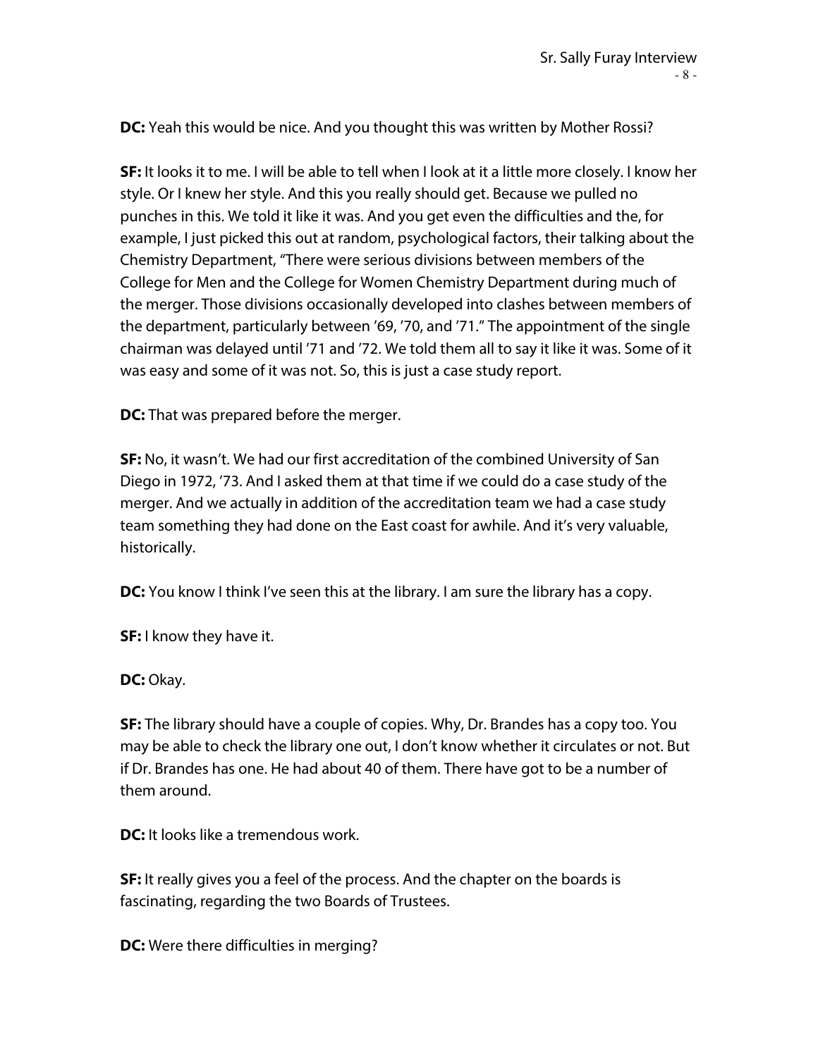**DC:** Yeah this would be nice. And you thought this was written by Mother Rossi?

**SF:** It looks it to me. I will be able to tell when I look at it a little more closely. I know her style. Or I knew her style. And this you really should get. Because we pulled no punches in this. We told it like it was. And you get even the difficulties and the, for example, I just picked this out at random, psychological factors, their talking about the Chemistry Department, "There were serious divisions between members of the College for Men and the College for Women Chemistry Department during much of the merger. Those divisions occasionally developed into clashes between members of the department, particularly between '69, '70, and '71." The appointment of the single chairman was delayed until '71 and '72. We told them all to say it like it was. Some of it was easy and some of it was not. So, this is just a case study report.

**DC:** That was prepared before the merger.

**SF:** No, it wasn't. We had our first accreditation of the combined University of San Diego in 1972, '73. And I asked them at that time if we could do a case study of the merger. And we actually in addition of the accreditation team we had a case study team something they had done on the East coast for awhile. And it's very valuable, historically.

**DC:** You know I think I've seen this at the library. I am sure the library has a copy.

**SF:** I know they have it.

**DC:** Okay.

**SF:** The library should have a couple of copies. Why, Dr. Brandes has a copy too. You may be able to check the library one out, I don't know whether it circulates or not. But if Dr. Brandes has one. He had about 40 of them. There have got to be a number of them around.

**DC:** It looks like a tremendous work.

**SF:** It really gives you a feel of the process. And the chapter on the boards is fascinating, regarding the two Boards of Trustees.

**DC:** Were there difficulties in merging?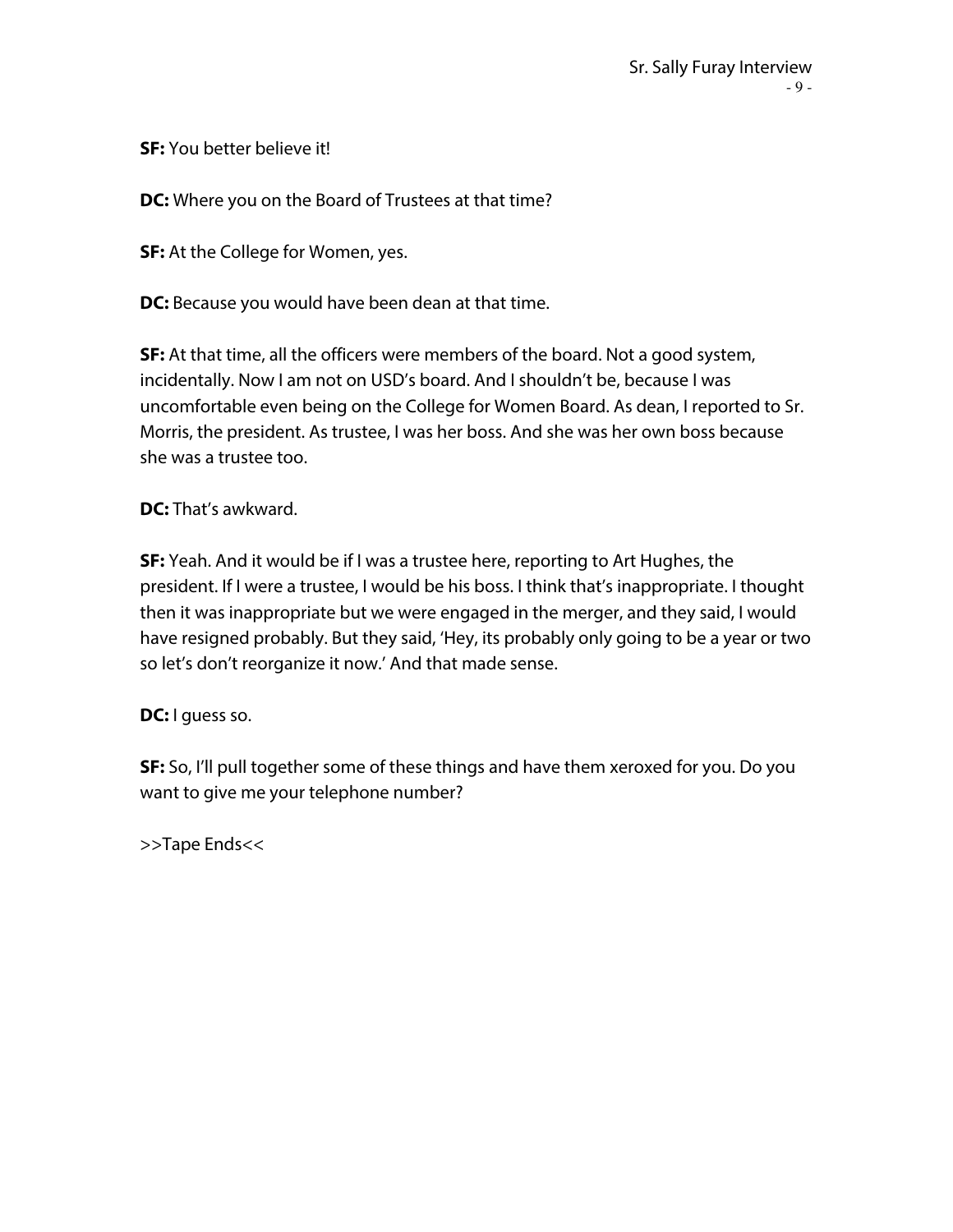**SF:** You better believe it!

**DC:** Where you on the Board of Trustees at that time?

**SF:** At the College for Women, yes.

**DC:** Because you would have been dean at that time.

**SF:** At that time, all the officers were members of the board. Not a good system, incidentally. Now I am not on USD's board. And I shouldn't be, because I was uncomfortable even being on the College for Women Board. As dean, I reported to Sr. Morris, the president. As trustee, I was her boss. And she was her own boss because she was a trustee too.

**DC:** That's awkward.

**SF:** Yeah. And it would be if I was a trustee here, reporting to Art Hughes, the president. If I were a trustee, I would be his boss. I think that's inappropriate. I thought then it was inappropriate but we were engaged in the merger, and they said, I would have resigned probably. But they said, 'Hey, its probably only going to be a year or two so let's don't reorganize it now.' And that made sense.

**DC:** I guess so.

**SF:** So, I'll pull together some of these things and have them xeroxed for you. Do you want to give me your telephone number?

>>Tape Ends<<